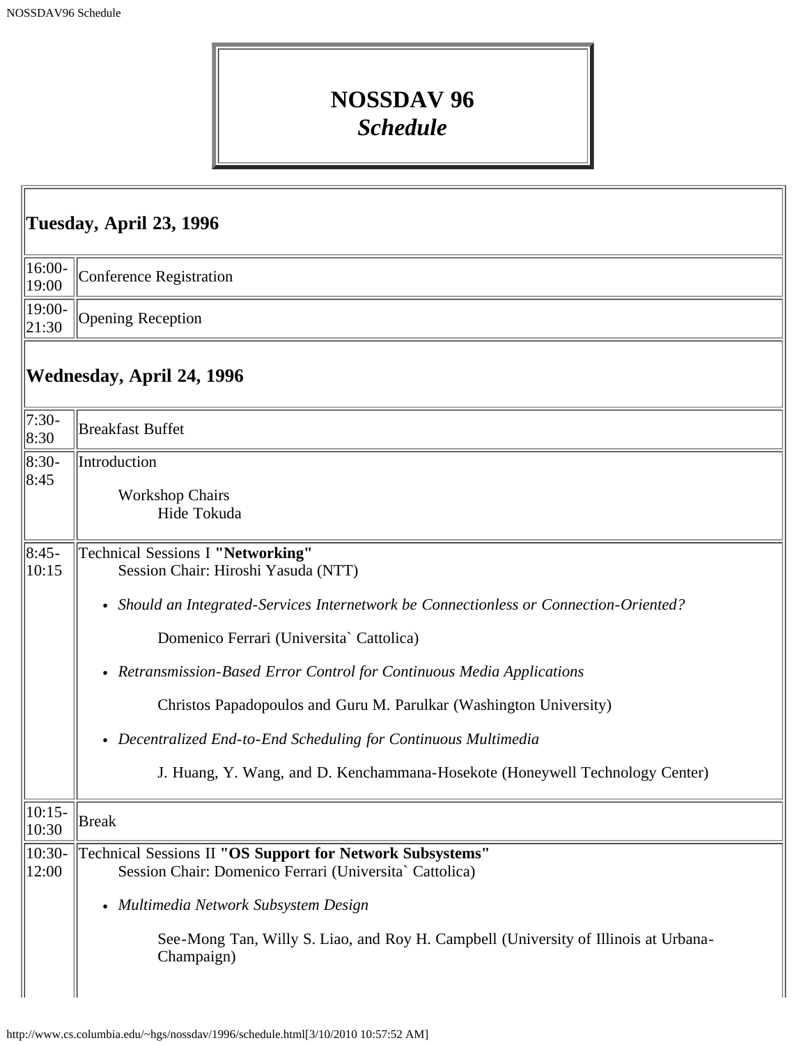# NOSSDAV 96
## *Schedule*

| | |
|---|---|
| **Tuesday, April 23, 1996** | |
| 16:00-19:00 | Conference Registration |
| 19:00-21:30 | Opening Reception |
| **Wednesday, April 24, 1996** | |
| 7:30-8:30 | Breakfast Buffet |
| 8:30-8:45 | Introduction<br><br>Workshop Chairs<br>Hide Tokuda |
| 8:45-10:15 | Technical Sessions I **"Networking"**<br>Session Chair: Hiroshi Yasuda (NTT)<br><br>• *Should an Integrated-Services Internetwork be Connectionless or Connection-Oriented?*<br><br>Domenico Ferrari (Universita` Cattolica)<br><br>• *Retransmission-Based Error Control for Continuous Media Applications*<br><br>Christos Papadopoulos and Guru M. Parulkar (Washington University)<br><br>• *Decentralized End-to-End Scheduling for Continuous Multimedia*<br><br>J. Huang, Y. Wang, and D. Kenchammana-Hosekote (Honeywell Technology Center) |
| 10:15-10:30 | Break |
| 10:30-12:00 | Technical Sessions II **"OS Support for Network Subsystems"**<br>Session Chair: Domenico Ferrari (Universita` Cattolica)<br><br>• *Multimedia Network Subsystem Design*<br><br>See-Mong Tan, Willy S. Liao, and Roy H. Campbell (University of Illinois at Urbana-Champaign) |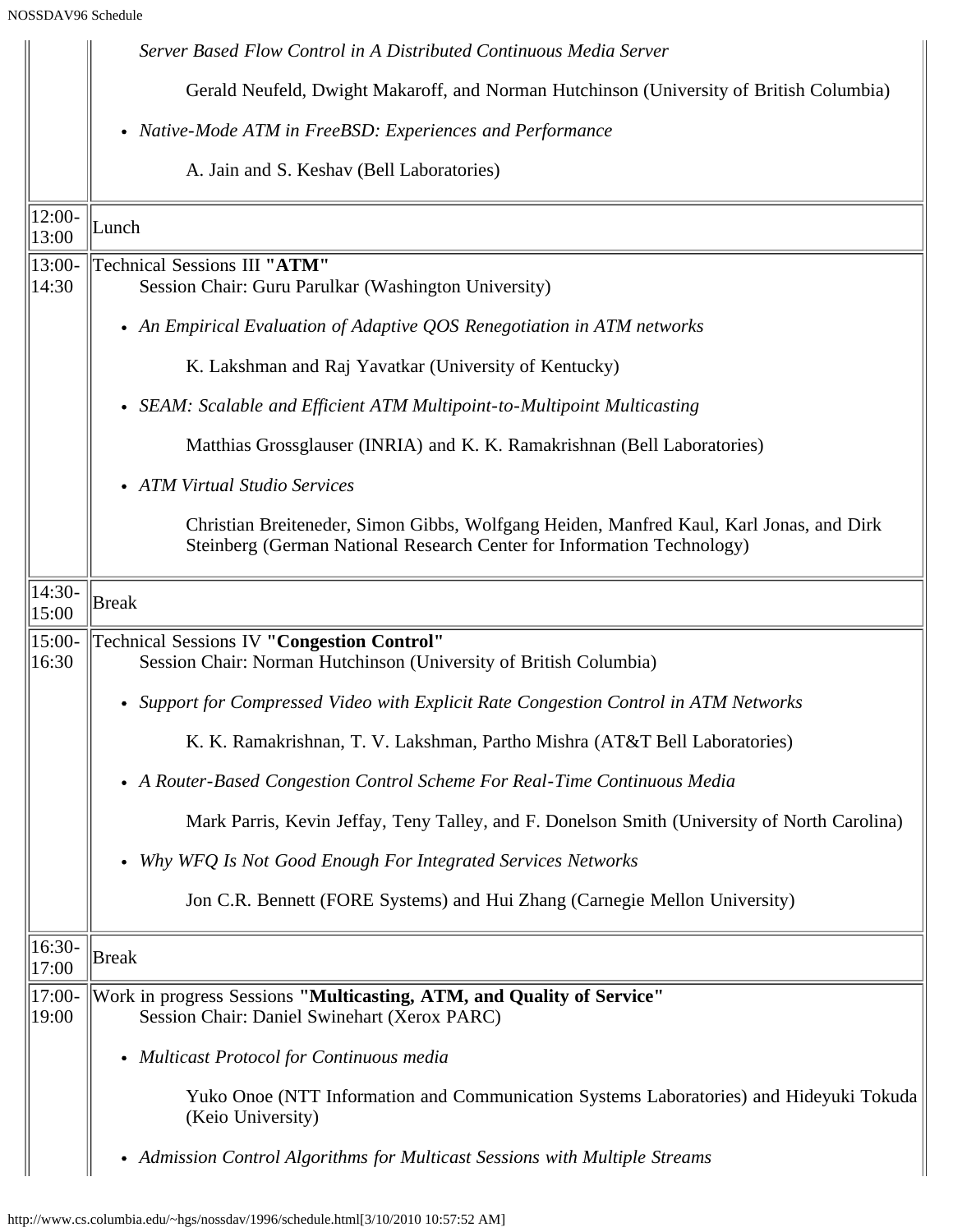| | |
|---|---|
| | *Server Based Flow Control in A Distributed Continuous Media Server*<br><br>Gerald Neufeld, Dwight Makaroff, and Norman Hutchinson (University of British Columbia)<br><br>• *Native-Mode ATM in FreeBSD: Experiences and Performance*<br><br>A. Jain and S. Keshav (Bell Laboratories) |
| 12:00-13:00 | Lunch |
| 13:00-14:30 | Technical Sessions III **"ATM"**<br>Session Chair: Guru Parulkar (Washington University)<br><br>• *An Empirical Evaluation of Adaptive QOS Renegotiation in ATM networks*<br><br>K. Lakshman and Raj Yavatkar (University of Kentucky)<br><br>• *SEAM: Scalable and Efficient ATM Multipoint-to-Multipoint Multicasting*<br><br>Matthias Grossglauser (INRIA) and K. K. Ramakrishnan (Bell Laboratories)<br><br>• *ATM Virtual Studio Services*<br><br>Christian Breiteneder, Simon Gibbs, Wolfgang Heiden, Manfred Kaul, Karl Jonas, and Dirk Steinberg (German National Research Center for Information Technology) |
| 14:30-15:00 | Break |
| 15:00-16:30 | Technical Sessions IV **"Congestion Control"**<br>Session Chair: Norman Hutchinson (University of British Columbia)<br><br>• *Support for Compressed Video with Explicit Rate Congestion Control in ATM Networks*<br><br>K. K. Ramakrishnan, T. V. Lakshman, Partho Mishra (AT&T Bell Laboratories)<br><br>• *A Router-Based Congestion Control Scheme For Real-Time Continuous Media*<br><br>Mark Parris, Kevin Jeffay, Teny Talley, and F. Donelson Smith (University of North Carolina)<br><br>• *Why WFQ Is Not Good Enough For Integrated Services Networks*<br><br>Jon C.R. Bennett (FORE Systems) and Hui Zhang (Carnegie Mellon University) |
| 16:30-17:00 | Break |
| 17:00-19:00 | Work in progress Sessions **"Multicasting, ATM, and Quality of Service"**<br>Session Chair: Daniel Swinehart (Xerox PARC)<br><br>• *Multicast Protocol for Continuous media*<br><br>Yuko Onoe (NTT Information and Communication Systems Laboratories) and Hideyuki Tokuda (Keio University)<br><br>• *Admission Control Algorithms for Multicast Sessions with Multiple Streams* |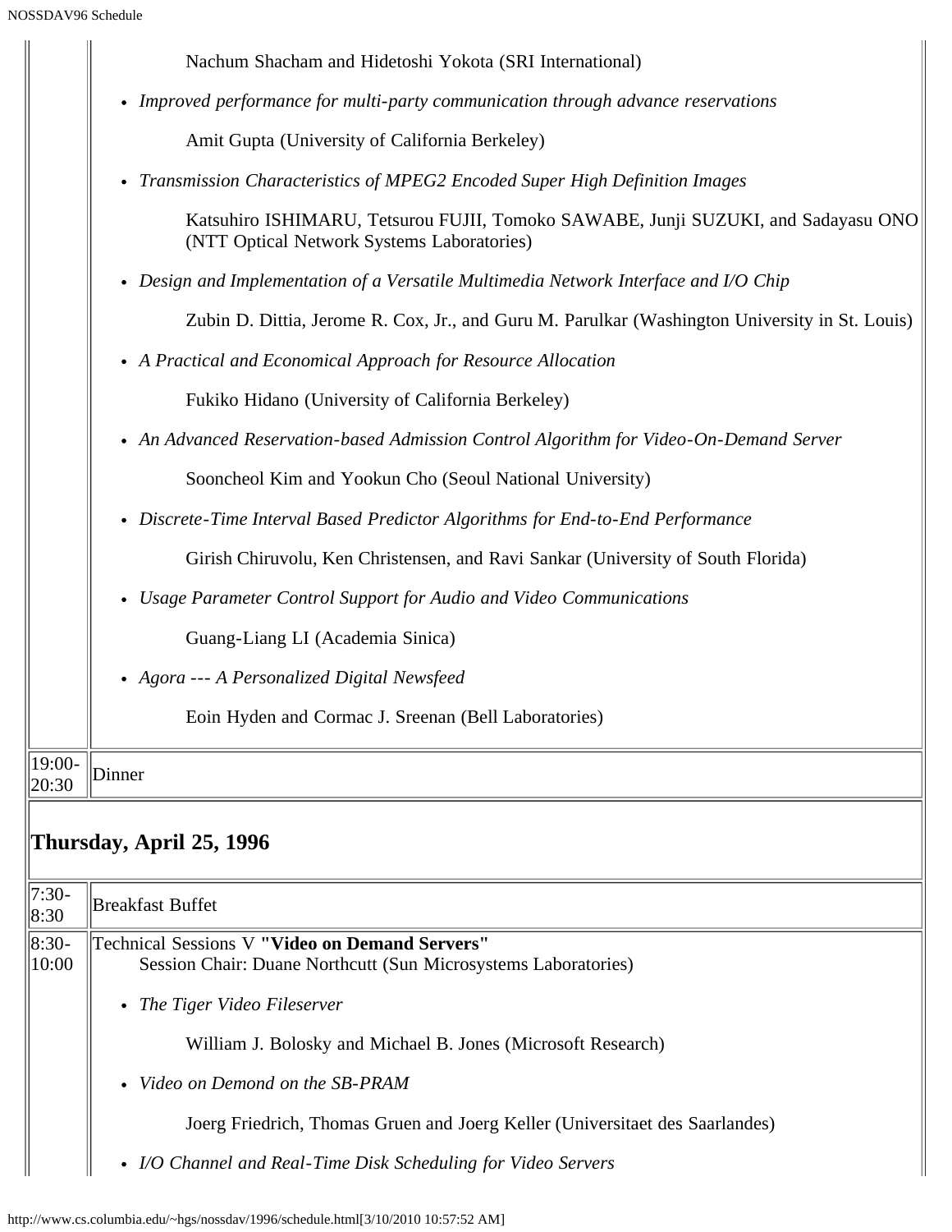|  |  |
|---|---|
|  | Nachum Shacham and Hidetoshi Yokota (SRI International)<br>• *Improved performance for multi-party communication through advance reservations*<br>Amit Gupta (University of California Berkeley)<br>• *Transmission Characteristics of MPEG2 Encoded Super High Definition Images*<br>Katsuhiro ISHIMARU, Tetsurou FUJII, Tomoko SAWABE, Junji SUZUKI, and Sadayasu ONO (NTT Optical Network Systems Laboratories)<br>• *Design and Implementation of a Versatile Multimedia Network Interface and I/O Chip*<br>Zubin D. Dittia, Jerome R. Cox, Jr., and Guru M. Parulkar (Washington University in St. Louis)<br>• *A Practical and Economical Approach for Resource Allocation*<br>Fukiko Hidano (University of California Berkeley)<br>• *An Advanced Reservation-based Admission Control Algorithm for Video-On-Demand Server*<br>Sooncheol Kim and Yookun Cho (Seoul National University)<br>• *Discrete-Time Interval Based Predictor Algorithms for End-to-End Performance*<br>Girish Chiruvolu, Ken Christensen, and Ravi Sankar (University of South Florida)<br>• *Usage Parameter Control Support for Audio and Video Communications*<br>Guang-Liang LI (Academia Sinica)<br>• *Agora --- A Personalized Digital Newsfeed*<br>Eoin Hyden and Cormac J. Sreenan (Bell Laboratories) |
| 19:00-20:30 | Dinner |

## Thursday, April 25, 1996

|  |  |
|---|---|
| 7:30-8:30 | Breakfast Buffet |
| 8:30-10:00 | Technical Sessions V **"Video on Demand Servers"**<br>Session Chair: Duane Northcutt (Sun Microsystems Laboratories)<br>• *The Tiger Video Fileserver*<br>William J. Bolosky and Michael B. Jones (Microsoft Research)<br>• *Video on Demond on the SB-PRAM*<br>Joerg Friedrich, Thomas Gruen and Joerg Keller (Universitaet des Saarlandes)<br>• *I/O Channel and Real-Time Disk Scheduling for Video Servers* |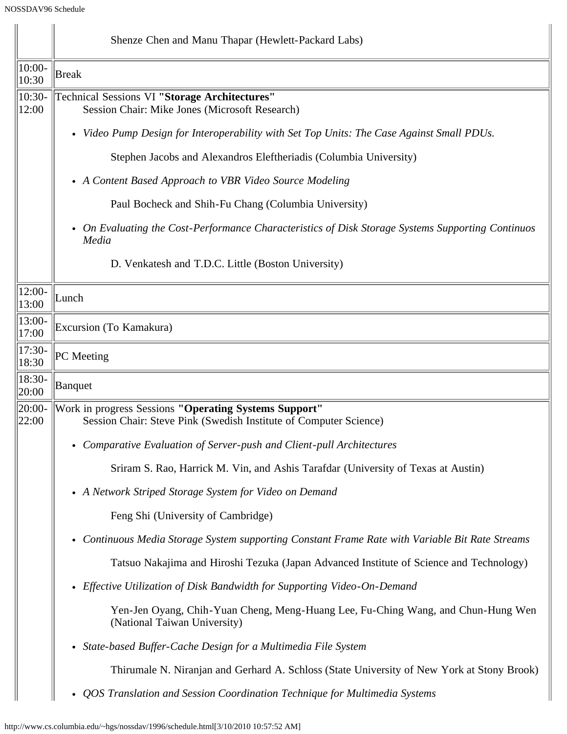| | |
|---|---|
| | Shenze Chen and Manu Thapar (Hewlett-Packard Labs) |
| 10:00-10:30 | Break |
| 10:30-12:00 | Technical Sessions VI **"Storage Architectures"**<br>Session Chair: Mike Jones (Microsoft Research)<br><br>• *Video Pump Design for Interoperability with Set Top Units: The Case Against Small PDUs.*<br>Stephen Jacobs and Alexandros Eleftheriadis (Columbia University)<br><br>• *A Content Based Approach to VBR Video Source Modeling*<br>Paul Bocheck and Shih-Fu Chang (Columbia University)<br><br>• *On Evaluating the Cost-Performance Characteristics of Disk Storage Systems Supporting Continuos Media*<br>D. Venkatesh and T.D.C. Little (Boston University) |
| 12:00-13:00 | Lunch |
| 13:00-17:00 | Excursion (To Kamakura) |
| 17:30-18:30 | PC Meeting |
| 18:30-20:00 | Banquet |
| 20:00-22:00 | Work in progress Sessions **"Operating Systems Support"**<br>Session Chair: Steve Pink (Swedish Institute of Computer Science)<br><br>• *Comparative Evaluation of Server-push and Client-pull Architectures*<br>Sriram S. Rao, Harrick M. Vin, and Ashis Tarafdar (University of Texas at Austin)<br><br>• *A Network Striped Storage System for Video on Demand*<br>Feng Shi (University of Cambridge)<br><br>• *Continuous Media Storage System supporting Constant Frame Rate with Variable Bit Rate Streams*<br>Tatsuo Nakajima and Hiroshi Tezuka (Japan Advanced Institute of Science and Technology)<br><br>• *Effective Utilization of Disk Bandwidth for Supporting Video-On-Demand*<br>Yen-Jen Oyang, Chih-Yuan Cheng, Meng-Huang Lee, Fu-Ching Wang, and Chun-Hung Wen (National Taiwan University)<br><br>• *State-based Buffer-Cache Design for a Multimedia File System*<br>Thirumale N. Niranjan and Gerhard A. Schloss (State University of New York at Stony Brook)<br><br>• *QOS Translation and Session Coordination Technique for Multimedia Systems* |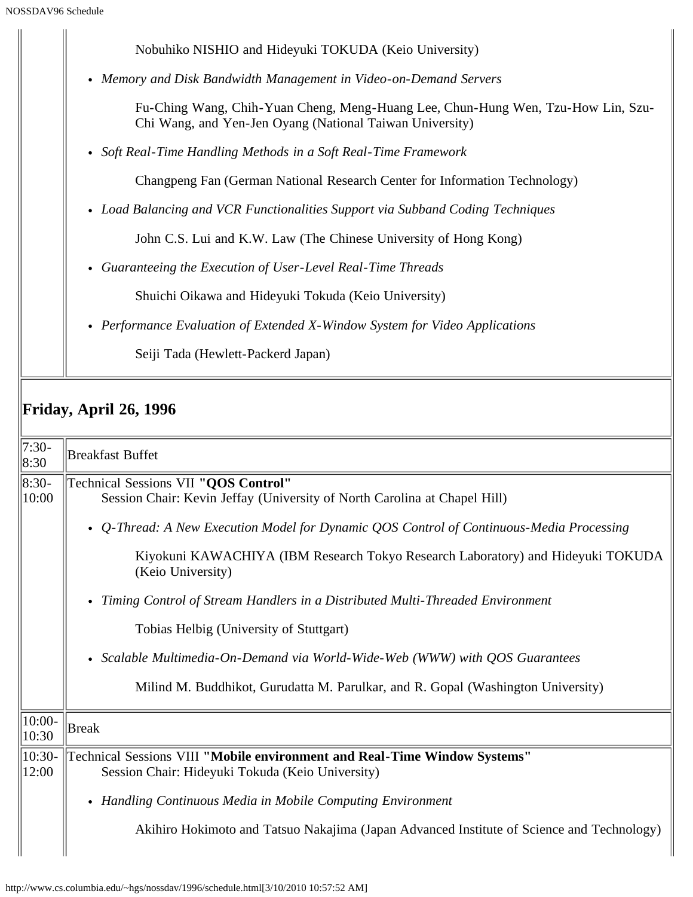| | |
|---|---|
| | Nobuhiko NISHIO and Hideyuki TOKUDA (Keio University)<br><br>• *Memory and Disk Bandwidth Management in Video-on-Demand Servers*<br><br>Fu-Ching Wang, Chih-Yuan Cheng, Meng-Huang Lee, Chun-Hung Wen, Tzu-How Lin, Szu-Chi Wang, and Yen-Jen Oyang (National Taiwan University)<br><br>• *Soft Real-Time Handling Methods in a Soft Real-Time Framework*<br><br>Changpeng Fan (German National Research Center for Information Technology)<br><br>• *Load Balancing and VCR Functionalities Support via Subband Coding Techniques*<br><br>John C.S. Lui and K.W. Law (The Chinese University of Hong Kong)<br><br>• *Guaranteeing the Execution of User-Level Real-Time Threads*<br><br>Shuichi Oikawa and Hideyuki Tokuda (Keio University)<br><br>• *Performance Evaluation of Extended X-Window System for Video Applications*<br><br>Seiji Tada (Hewlett-Packerd Japan) |

## Friday, April 26, 1996

| | |
|---|---|
| 7:30-8:30 | Breakfast Buffet |
| 8:30-10:00 | Technical Sessions VII **"QOS Control"**<br>Session Chair: Kevin Jeffay (University of North Carolina at Chapel Hill)<br><br>• *Q-Thread: A New Execution Model for Dynamic QOS Control of Continuous-Media Processing*<br><br>Kiyokuni KAWACHIYA (IBM Research Tokyo Research Laboratory) and Hideyuki TOKUDA (Keio University)<br><br>• *Timing Control of Stream Handlers in a Distributed Multi-Threaded Environment*<br><br>Tobias Helbig (University of Stuttgart)<br><br>• *Scalable Multimedia-On-Demand via World-Wide-Web (WWW) with QOS Guarantees*<br><br>Milind M. Buddhikot, Gurudatta M. Parulkar, and R. Gopal (Washington University) |
| 10:00-10:30 | Break |
| 10:30-12:00 | Technical Sessions VIII **"Mobile environment and Real-Time Window Systems"**<br>Session Chair: Hideyuki Tokuda (Keio University)<br><br>• *Handling Continuous Media in Mobile Computing Environment*<br><br>Akihiro Hokimoto and Tatsuo Nakajima (Japan Advanced Institute of Science and Technology) |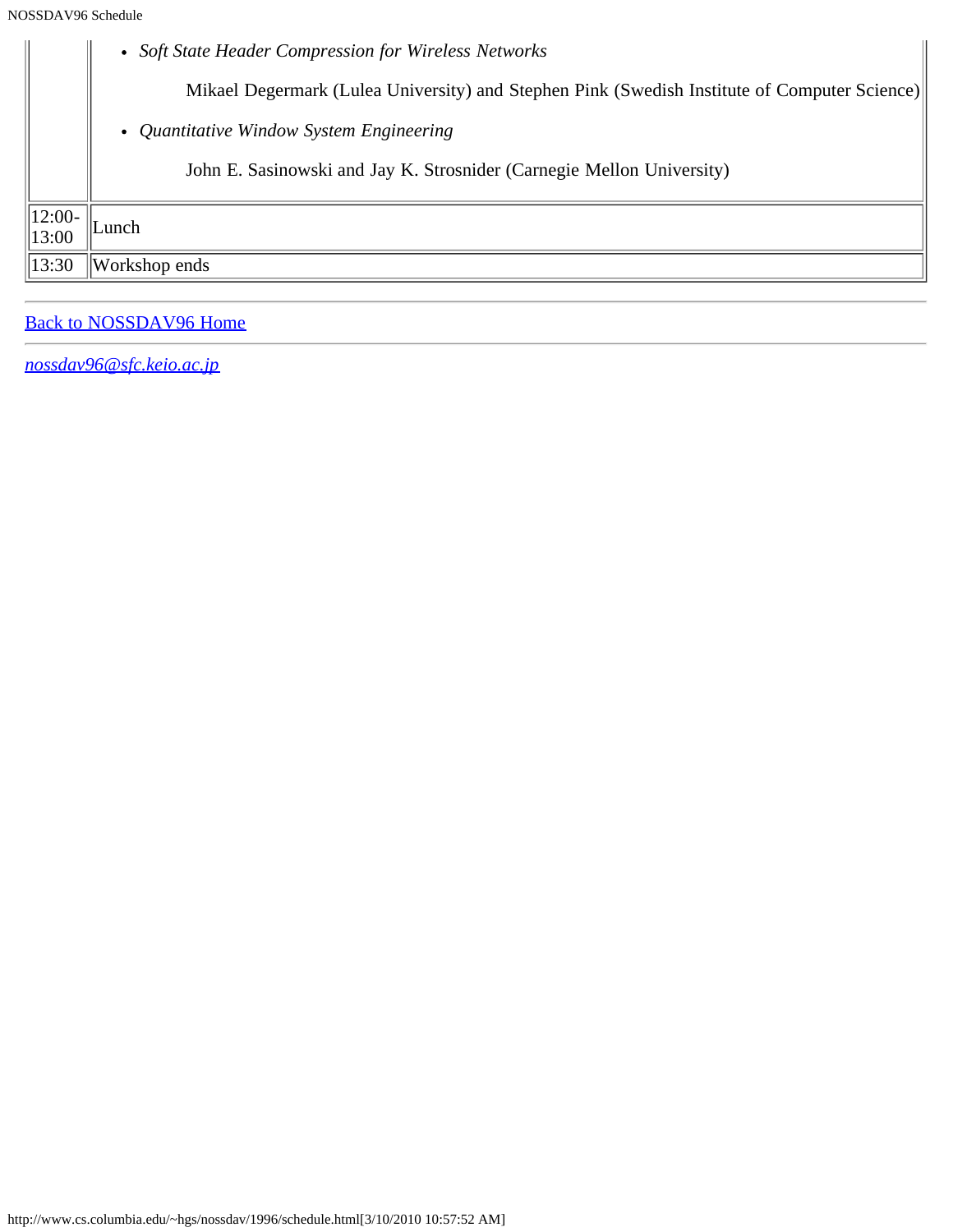| | |
|---|---|
| | • *Soft State Header Compression for Wireless Networks*<br>Mikael Degermark (Lulea University) and Stephen Pink (Swedish Institute of Computer Science)<br>• *Quantitative Window System Engineering*<br>John E. Sasinowski and Jay K. Strosnider (Carnegie Mellon University) |
| 12:00-13:00 | Lunch |
| 13:30 | Workshop ends |

---

[Back to NOSSDAV96 Home]

---

*nossdav96@sfc.keio.ac.jp*